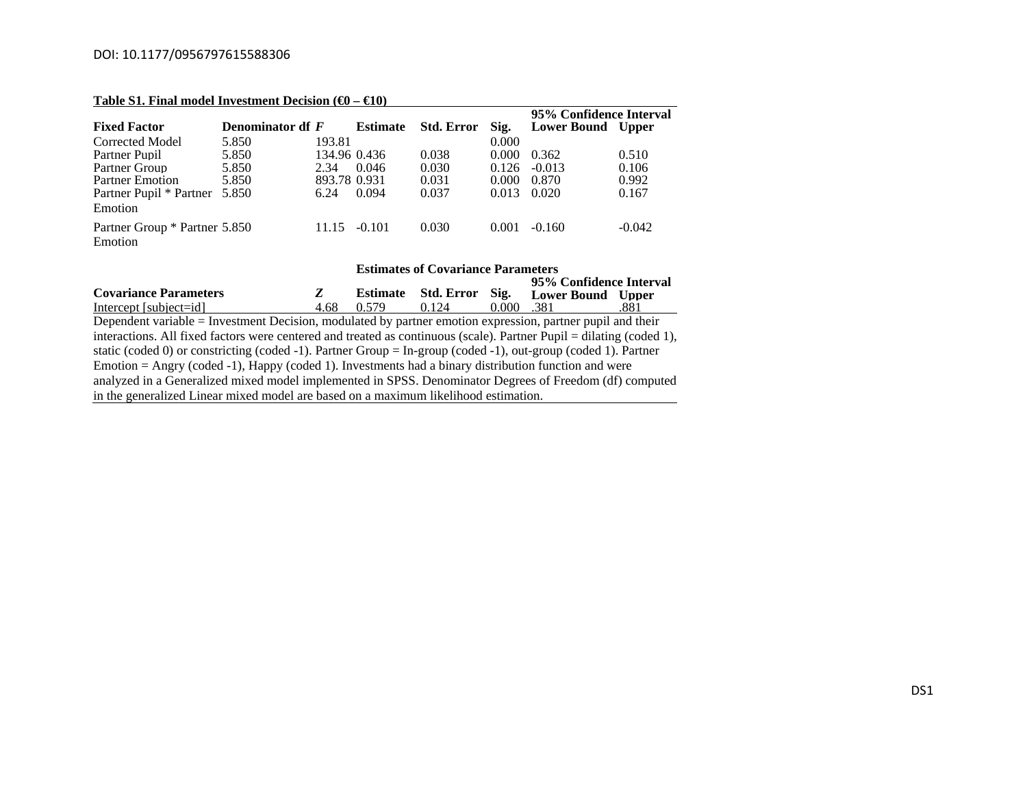DOI: 10.1177/0956797615588306

**Table S1. Final model Investment Decision (€0 – €10)**

| Fixed Factor | Denominator df | *F* | Estimate | Std. Error | Sig. | 95% Confidence Interval Lower Bound | Upper |
|---|---|---|---|---|---|---|---|
| Corrected Model | 5.850 | 193.81 | | | 0.000 | | |
| Partner Pupil | 5.850 | 134.96 | 0.436 | 0.038 | 0.000 | 0.362 | 0.510 |
| Partner Group | 5.850 | 2.34 | 0.046 | 0.030 | 0.126 | -0.013 | 0.106 |
| Partner Emotion | 5.850 | 893.78 | 0.931 | 0.031 | 0.000 | 0.870 | 0.992 |
| Partner Pupil * Partner Emotion | 5.850 | 6.24 | 0.094 | 0.037 | 0.013 | 0.020 | 0.167 |
| Partner Group * Partner Emotion | 5.850 | 11.15 | -0.101 | 0.030 | 0.001 | -0.160 | -0.042 |

**Estimates of Covariance Parameters**

| Covariance Parameters | *Z* | Estimate | Std. Error | Sig. | 95% Confidence Interval Lower Bound | Upper |
|---|---|---|---|---|---|---|
| Intercept [subject=id] | 4.68 | 0.579 | 0.124 | 0.000 | .381 | .881 |

Dependent variable = Investment Decision, modulated by partner emotion expression, partner pupil and their interactions. All fixed factors were centered and treated as continuous (scale). Partner Pupil = dilating (coded 1), static (coded 0) or constricting (coded -1). Partner Group = In-group (coded -1), out-group (coded 1). Partner Emotion = Angry (coded -1), Happy (coded 1). Investments had a binary distribution function and were analyzed in a Generalized mixed model implemented in SPSS. Denominator Degrees of Freedom (df) computed in the generalized Linear mixed model are based on a maximum likelihood estimation.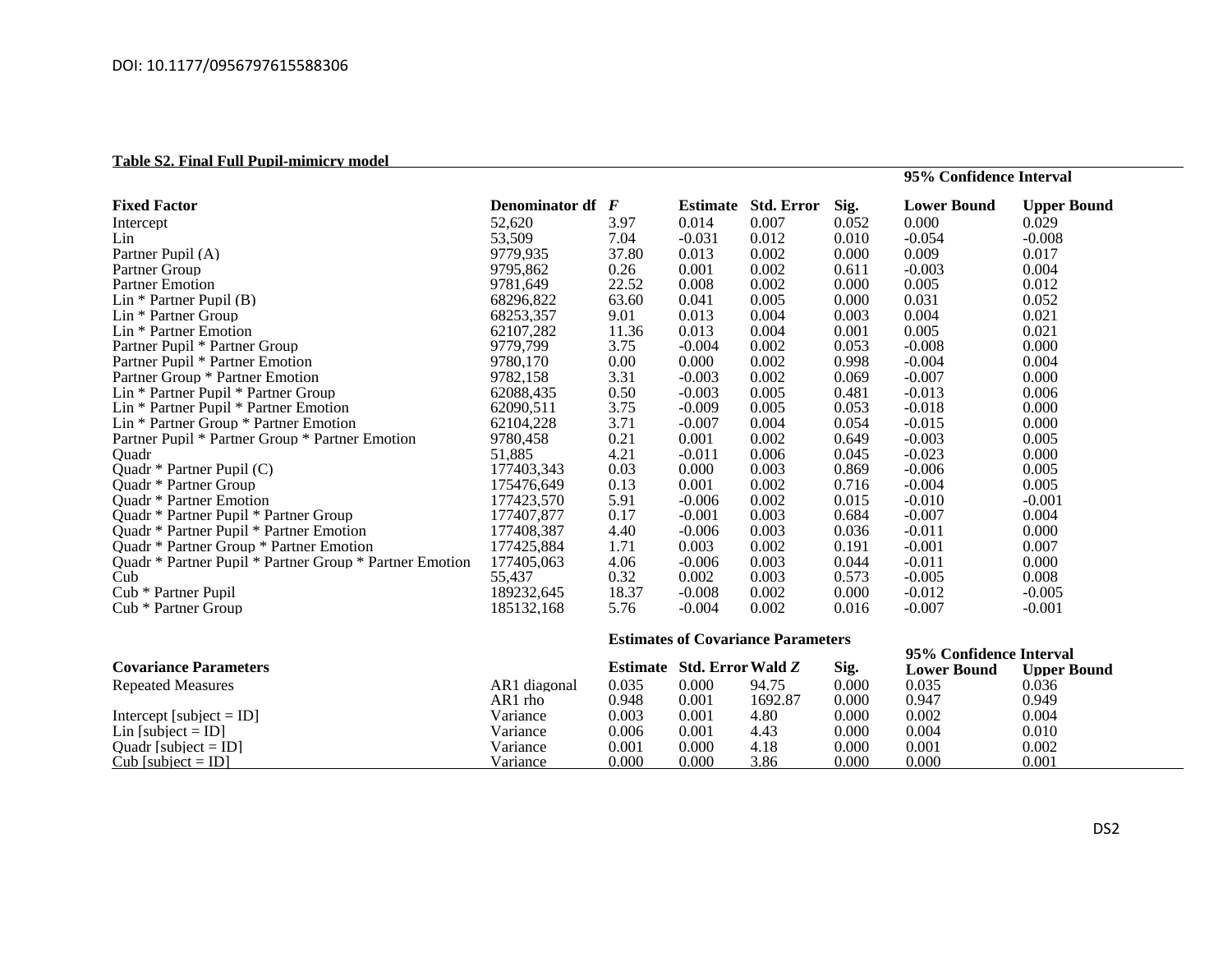DOI: 10.1177/0956797615588306

**Table S2. Final Full Pupil-mimicry model**

| Fixed Factor | Denominator df | *F* | Estimate | Std. Error | Sig. | 95% Confidence Interval Lower Bound | Upper Bound |
|---|---|---|---|---|---|---|---|
| Intercept | 52,620 | 3.97 | 0.014 | 0.007 | 0.052 | 0.000 | 0.029 |
| Lin | 53,509 | 7.04 | -0.031 | 0.012 | 0.010 | -0.054 | -0.008 |
| Partner Pupil (A) | 9779,935 | 37.80 | 0.013 | 0.002 | 0.000 | 0.009 | 0.017 |
| Partner Group | 9795,862 | 0.26 | 0.001 | 0.002 | 0.611 | -0.003 | 0.004 |
| Partner Emotion | 9781,649 | 22.52 | 0.008 | 0.002 | 0.000 | 0.005 | 0.012 |
| Lin * Partner Pupil (B) | 68296,822 | 63.60 | 0.041 | 0.005 | 0.000 | 0.031 | 0.052 |
| Lin * Partner Group | 68253,357 | 9.01 | 0.013 | 0.004 | 0.003 | 0.004 | 0.021 |
| Lin * Partner Emotion | 62107,282 | 11.36 | 0.013 | 0.004 | 0.001 | 0.005 | 0.021 |
| Partner Pupil * Partner Group | 9779,799 | 3.75 | -0.004 | 0.002 | 0.053 | -0.008 | 0.000 |
| Partner Pupil * Partner Emotion | 9780,170 | 0.00 | 0.000 | 0.002 | 0.998 | -0.004 | 0.004 |
| Partner Group * Partner Emotion | 9782,158 | 3.31 | -0.003 | 0.002 | 0.069 | -0.007 | 0.000 |
| Lin * Partner Pupil * Partner Group | 62088,435 | 0.50 | -0.003 | 0.005 | 0.481 | -0.013 | 0.006 |
| Lin * Partner Pupil * Partner Emotion | 62090,511 | 3.75 | -0.009 | 0.005 | 0.053 | -0.018 | 0.000 |
| Lin * Partner Group * Partner Emotion | 62104,228 | 3.71 | -0.007 | 0.004 | 0.054 | -0.015 | 0.000 |
| Partner Pupil * Partner Group * Partner Emotion | 9780,458 | 0.21 | 0.001 | 0.002 | 0.649 | -0.003 | 0.005 |
| Quadr | 51,885 | 4.21 | -0.011 | 0.006 | 0.045 | -0.023 | 0.000 |
| Quadr * Partner Pupil (C) | 177403,343 | 0.03 | 0.000 | 0.003 | 0.869 | -0.006 | 0.005 |
| Quadr * Partner Group | 175476,649 | 0.13 | 0.001 | 0.002 | 0.716 | -0.004 | 0.005 |
| Quadr * Partner Emotion | 177423,570 | 5.91 | -0.006 | 0.002 | 0.015 | -0.010 | -0.001 |
| Quadr * Partner Pupil * Partner Group | 177407,877 | 0.17 | -0.001 | 0.003 | 0.684 | -0.007 | 0.004 |
| Quadr * Partner Pupil * Partner Emotion | 177408,387 | 4.40 | -0.006 | 0.003 | 0.036 | -0.011 | 0.000 |
| Quadr * Partner Group * Partner Emotion | 177425,884 | 1.71 | 0.003 | 0.002 | 0.191 | -0.001 | 0.007 |
| Quadr * Partner Pupil * Partner Group * Partner Emotion | 177405,063 | 4.06 | -0.006 | 0.003 | 0.044 | -0.011 | 0.000 |
| Cub | 55,437 | 0.32 | 0.002 | 0.003 | 0.573 | -0.005 | 0.008 |
| Cub * Partner Pupil | 189232,645 | 18.37 | -0.008 | 0.002 | 0.000 | -0.012 | -0.005 |
| Cub * Partner Group | 185132,168 | 5.76 | -0.004 | 0.002 | 0.016 | -0.007 | -0.001 |

**Estimates of Covariance Parameters**

| Covariance Parameters | | Estimate | Std. Error | Wald *Z* | Sig. | 95% Confidence Interval Lower Bound | Upper Bound |
|---|---|---|---|---|---|---|---|
| Repeated Measures | AR1 diagonal | 0.035 | 0.000 | 94.75 | 0.000 | 0.035 | 0.036 |
| | AR1 rho | 0.948 | 0.001 | 1692.87 | 0.000 | 0.947 | 0.949 |
| Intercept [subject = ID] | Variance | 0.003 | 0.001 | 4.80 | 0.000 | 0.002 | 0.004 |
| Lin [subject = ID] | Variance | 0.006 | 0.001 | 4.43 | 0.000 | 0.004 | 0.010 |
| Quadr [subject = ID] | Variance | 0.001 | 0.000 | 4.18 | 0.000 | 0.001 | 0.002 |
| Cub [subject = ID] | Variance | 0.000 | 0.000 | 3.86 | 0.000 | 0.000 | 0.001 |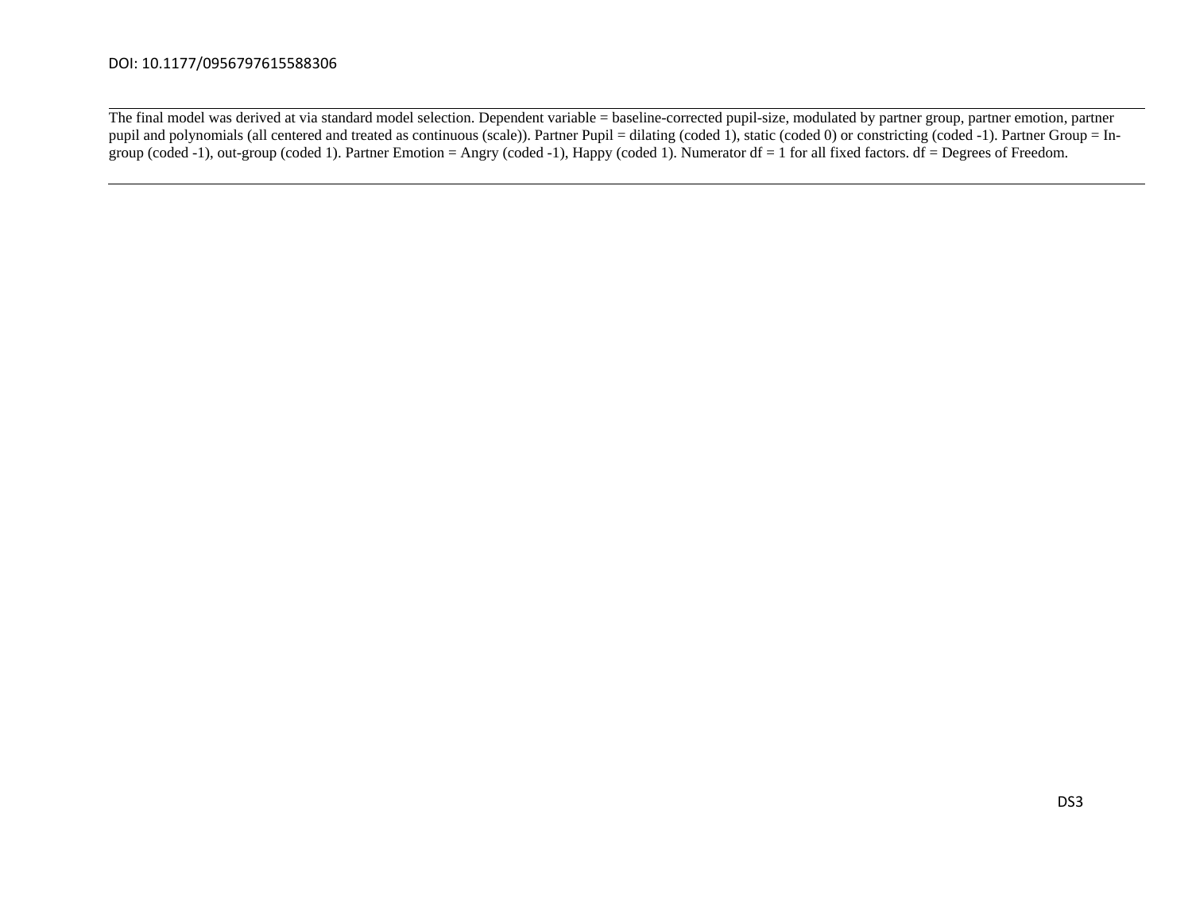The final model was derived at via standard model selection. Dependent variable = baseline-corrected pupil-size, modulated by partner group, partner emotion, partner pupil and polynomials (all centered and treated as continuous (scale)). Partner Pupil = dilating (coded 1), static (coded 0) or constricting (coded -1). Partner Group = In-group (coded -1), out-group (coded 1). Partner Emotion = Angry (coded -1), Happy (coded 1). Numerator df = 1 for all fixed factors. df = Degrees of Freedom.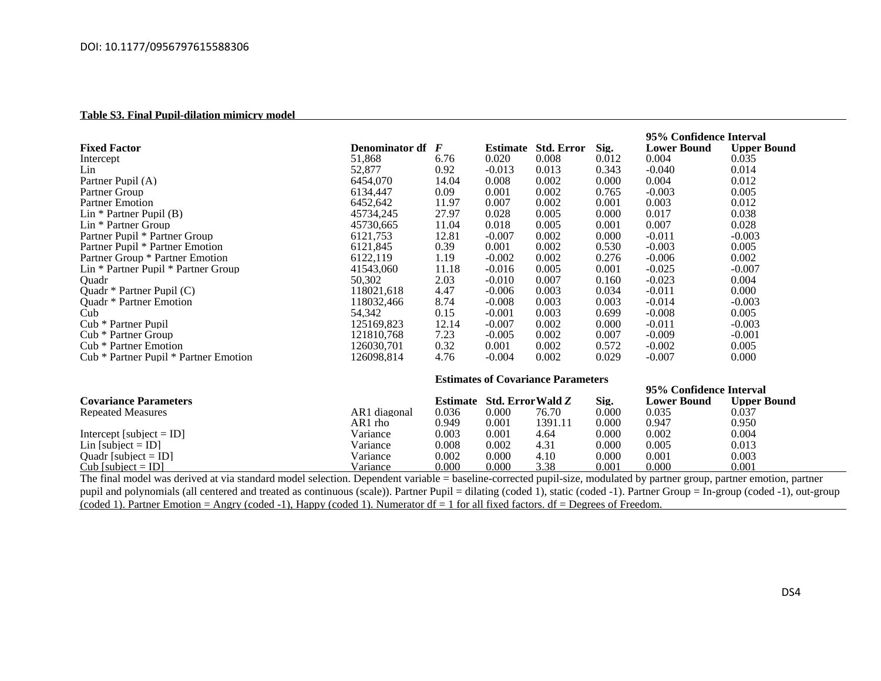DOI: 10.1177/0956797615588306

**Table S3. Final Pupil-dilation mimicry model**

| Fixed Factor | Denominator df | *F* | Estimate | Std. Error | Sig. | 95% Confidence Interval Lower Bound | 95% Confidence Interval Upper Bound |
|---|---|---|---|---|---|---|---|
| Intercept | 51,868 | 6.76 | 0.020 | 0.008 | 0.012 | 0.004 | 0.035 |
| Lin | 52,877 | 0.92 | -0.013 | 0.013 | 0.343 | -0.040 | 0.014 |
| Partner Pupil (A) | 6454,070 | 14.04 | 0.008 | 0.002 | 0.000 | 0.004 | 0.012 |
| Partner Group | 6134,447 | 0.09 | 0.001 | 0.002 | 0.765 | -0.003 | 0.005 |
| Partner Emotion | 6452,642 | 11.97 | 0.007 | 0.002 | 0.001 | 0.003 | 0.012 |
| Lin * Partner Pupil (B) | 45734,245 | 27.97 | 0.028 | 0.005 | 0.000 | 0.017 | 0.038 |
| Lin * Partner Group | 45730,665 | 11.04 | 0.018 | 0.005 | 0.001 | 0.007 | 0.028 |
| Partner Pupil * Partner Group | 6121,753 | 12.81 | -0.007 | 0.002 | 0.000 | -0.011 | -0.003 |
| Partner Pupil * Partner Emotion | 6121,845 | 0.39 | 0.001 | 0.002 | 0.530 | -0.003 | 0.005 |
| Partner Group * Partner Emotion | 6122,119 | 1.19 | -0.002 | 0.002 | 0.276 | -0.006 | 0.002 |
| Lin * Partner Pupil * Partner Group | 41543,060 | 11.18 | -0.016 | 0.005 | 0.001 | -0.025 | -0.007 |
| Quadr | 50,302 | 2.03 | -0.010 | 0.007 | 0.160 | -0.023 | 0.004 |
| Quadr * Partner Pupil (C) | 118021,618 | 4.47 | -0.006 | 0.003 | 0.034 | -0.011 | 0.000 |
| Quadr * Partner Emotion | 118032,466 | 8.74 | -0.008 | 0.003 | 0.003 | -0.014 | -0.003 |
| Cub | 54,342 | 0.15 | -0.001 | 0.003 | 0.699 | -0.008 | 0.005 |
| Cub * Partner Pupil | 125169,823 | 12.14 | -0.007 | 0.002 | 0.000 | -0.011 | -0.003 |
| Cub * Partner Group | 121810,768 | 7.23 | -0.005 | 0.002 | 0.007 | -0.009 | -0.001 |
| Cub * Partner Emotion | 126030,701 | 0.32 | 0.001 | 0.002 | 0.572 | -0.002 | 0.005 |
| Cub * Partner Pupil * Partner Emotion | 126098,814 | 4.76 | -0.004 | 0.002 | 0.029 | -0.007 | 0.000 |

**Estimates of Covariance Parameters**

| Covariance Parameters | | Estimate | Std. Error | Wald *Z* | Sig. | 95% Confidence Interval Lower Bound | 95% Confidence Interval Upper Bound |
|---|---|---|---|---|---|---|---|
| Repeated Measures | AR1 diagonal | 0.036 | 0.000 | 76.70 | 0.000 | 0.035 | 0.037 |
| | AR1 rho | 0.949 | 0.001 | 1391.11 | 0.000 | 0.947 | 0.950 |
| Intercept [subject = ID] | Variance | 0.003 | 0.001 | 4.64 | 0.000 | 0.002 | 0.004 |
| Lin [subject = ID] | Variance | 0.008 | 0.002 | 4.31 | 0.000 | 0.005 | 0.013 |
| Quadr [subject = ID] | Variance | 0.002 | 0.000 | 4.10 | 0.000 | 0.001 | 0.003 |
| Cub [subject = ID] | Variance | 0.000 | 0.000 | 3.38 | 0.001 | 0.000 | 0.001 |

The final model was derived at via standard model selection. Dependent variable = baseline-corrected pupil-size, modulated by partner group, partner emotion, partner pupil and polynomials (all centered and treated as continuous (scale)). Partner Pupil = dilating (coded 1), static (coded -1). Partner Group = In-group (coded -1), out-group (coded 1). Partner Emotion = Angry (coded -1), Happy (coded 1). Numerator df = 1 for all fixed factors. df = Degrees of Freedom.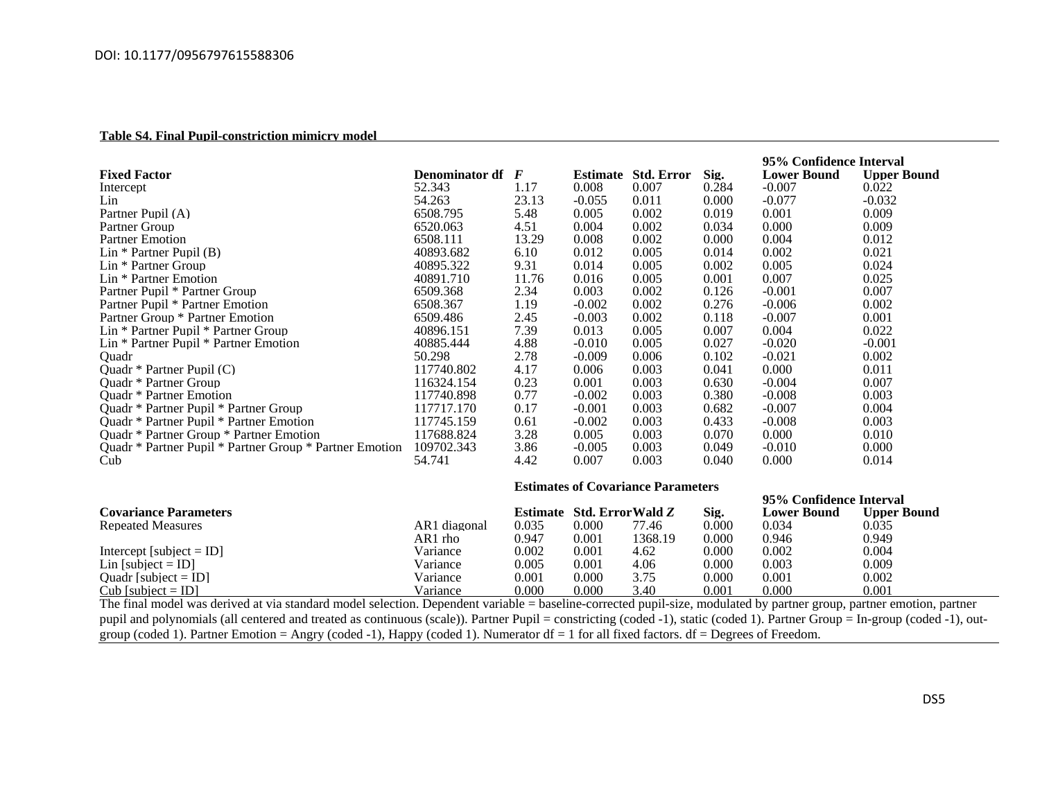DOI: 10.1177/0956797615588306

**Table S4. Final Pupil-constriction mimicry model**

| Fixed Factor | Denominator df | *F* | Estimate | Std. Error | Sig. | 95% Confidence Interval Lower Bound | Upper Bound |
|---|---|---|---|---|---|---|---|
| Intercept | 52.343 | 1.17 | 0.008 | 0.007 | 0.284 | -0.007 | 0.022 |
| Lin | 54.263 | 23.13 | -0.055 | 0.011 | 0.000 | -0.077 | -0.032 |
| Partner Pupil (A) | 6508.795 | 5.48 | 0.005 | 0.002 | 0.019 | 0.001 | 0.009 |
| Partner Group | 6520.063 | 4.51 | 0.004 | 0.002 | 0.034 | 0.000 | 0.009 |
| Partner Emotion | 6508.111 | 13.29 | 0.008 | 0.002 | 0.000 | 0.004 | 0.012 |
| Lin * Partner Pupil (B) | 40893.682 | 6.10 | 0.012 | 0.005 | 0.014 | 0.002 | 0.021 |
| Lin * Partner Group | 40895.322 | 9.31 | 0.014 | 0.005 | 0.002 | 0.005 | 0.024 |
| Lin * Partner Emotion | 40891.710 | 11.76 | 0.016 | 0.005 | 0.001 | 0.007 | 0.025 |
| Partner Pupil * Partner Group | 6509.368 | 2.34 | 0.003 | 0.002 | 0.126 | -0.001 | 0.007 |
| Partner Pupil * Partner Emotion | 6508.367 | 1.19 | -0.002 | 0.002 | 0.276 | -0.006 | 0.002 |
| Partner Group * Partner Emotion | 6509.486 | 2.45 | -0.003 | 0.002 | 0.118 | -0.007 | 0.001 |
| Lin * Partner Pupil * Partner Group | 40896.151 | 7.39 | 0.013 | 0.005 | 0.007 | 0.004 | 0.022 |
| Lin * Partner Pupil * Partner Emotion | 40885.444 | 4.88 | -0.010 | 0.005 | 0.027 | -0.020 | -0.001 |
| Quadr | 50.298 | 2.78 | -0.009 | 0.006 | 0.102 | -0.021 | 0.002 |
| Quadr * Partner Pupil (C) | 117740.802 | 4.17 | 0.006 | 0.003 | 0.041 | 0.000 | 0.011 |
| Quadr * Partner Group | 116324.154 | 0.23 | 0.001 | 0.003 | 0.630 | -0.004 | 0.007 |
| Quadr * Partner Emotion | 117740.898 | 0.77 | -0.002 | 0.003 | 0.380 | -0.008 | 0.003 |
| Quadr * Partner Pupil * Partner Group | 117717.170 | 0.17 | -0.001 | 0.003 | 0.682 | -0.007 | 0.004 |
| Quadr * Partner Pupil * Partner Emotion | 117745.159 | 0.61 | -0.002 | 0.003 | 0.433 | -0.008 | 0.003 |
| Quadr * Partner Group * Partner Emotion | 117688.824 | 3.28 | 0.005 | 0.003 | 0.070 | 0.000 | 0.010 |
| Quadr * Partner Pupil * Partner Group * Partner Emotion | 109702.343 | 3.86 | -0.005 | 0.003 | 0.049 | -0.010 | 0.000 |
| Cub | 54.741 | 4.42 | 0.007 | 0.003 | 0.040 | 0.000 | 0.014 |

**Estimates of Covariance Parameters**

| Covariance Parameters | | Estimate | Std. Error | Wald *Z* | Sig. | 95% Confidence Interval Lower Bound | Upper Bound |
|---|---|---|---|---|---|---|---|
| Repeated Measures | AR1 diagonal | 0.035 | 0.000 | 77.46 | 0.000 | 0.034 | 0.035 |
| | AR1 rho | 0.947 | 0.001 | 1368.19 | 0.000 | 0.946 | 0.949 |
| Intercept [subject = ID] | Variance | 0.002 | 0.001 | 4.62 | 0.000 | 0.002 | 0.004 |
| Lin [subject = ID] | Variance | 0.005 | 0.001 | 4.06 | 0.000 | 0.003 | 0.009 |
| Quadr [subject = ID] | Variance | 0.001 | 0.000 | 3.75 | 0.000 | 0.001 | 0.002 |
| Cub [subject = ID] | Variance | 0.000 | 0.000 | 3.40 | 0.001 | 0.000 | 0.001 |

The final model was derived at via standard model selection. Dependent variable = baseline-corrected pupil-size, modulated by partner group, partner emotion, partner pupil and polynomials (all centered and treated as continuous (scale)). Partner Pupil = constricting (coded -1), static (coded 1). Partner Group = In-group (coded -1), out-group (coded 1). Partner Emotion = Angry (coded -1), Happy (coded 1). Numerator df = 1 for all fixed factors. df = Degrees of Freedom.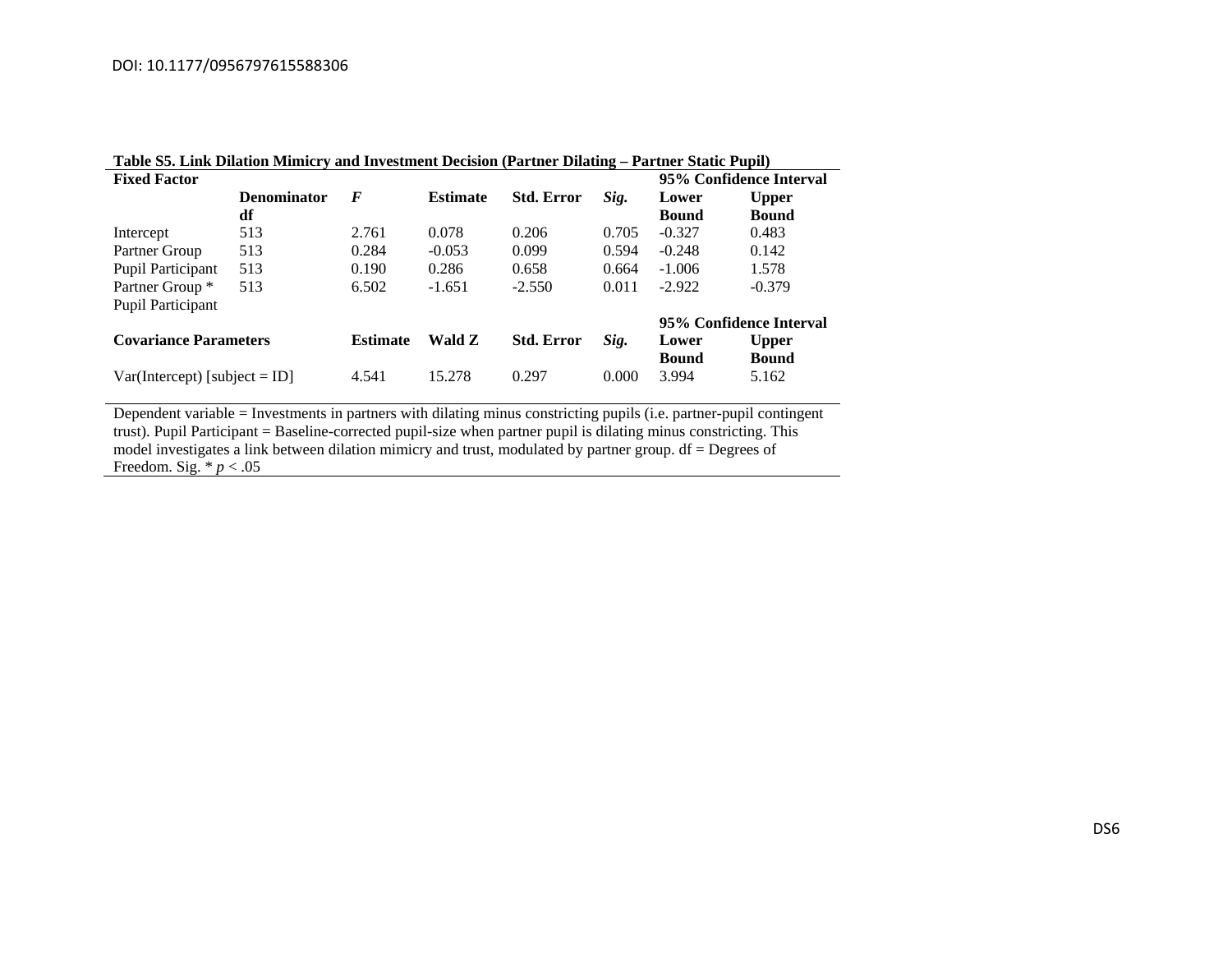DOI: 10.1177/0956797615588306

**Table S5. Link Dilation Mimicry and Investment Decision (Partner Dilating – Partner Static Pupil)**

| **Fixed Factor** | **Denominator df** | ***F*** | **Estimate** | **Std. Error** | ***Sig.*** | **95% Confidence Interval Lower Bound** | **95% Confidence Interval Upper Bound** |
|---|---|---|---|---|---|---|---|
| Intercept | 513 | 2.761 | 0.078 | 0.206 | 0.705 | -0.327 | 0.483 |
| Partner Group | 513 | 0.284 | -0.053 | 0.099 | 0.594 | -0.248 | 0.142 |
| Pupil Participant | 513 | 0.190 | 0.286 | 0.658 | 0.664 | -1.006 | 1.578 |
| Partner Group * Pupil Participant | 513 | 6.502 | -1.651 | -2.550 | 0.011 | -2.922 | -0.379 |
| **Covariance Parameters** | | **Estimate** | **Wald Z** | **Std. Error** | ***Sig.*** | **95% Confidence Interval Lower Bound** | **95% Confidence Interval Upper Bound** |
| Var(Intercept) [subject = ID] | | 4.541 | 15.278 | 0.297 | 0.000 | 3.994 | 5.162 |

Dependent variable = Investments in partners with dilating minus constricting pupils (i.e. partner-pupil contingent trust). Pupil Participant = Baseline-corrected pupil-size when partner pupil is dilating minus constricting. This model investigates a link between dilation mimicry and trust, modulated by partner group. df = Degrees of Freedom. Sig. * $p < .05$